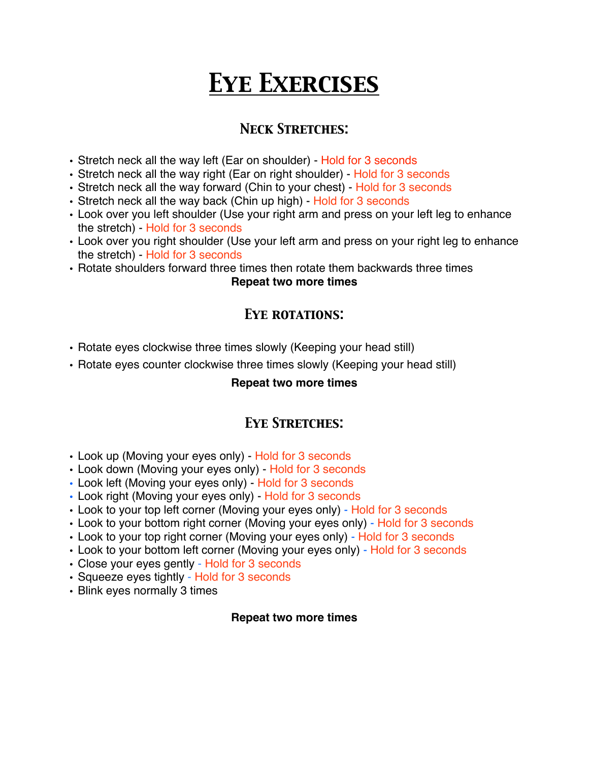# Eye Exercises

## Neck Stretches:

- Stretch neck all the way left (Ear on shoulder) - Hold for 3 seconds
- Stretch neck all the way right (Ear on right shoulder) - Hold for 3 seconds
- Stretch neck all the way forward (Chin to your chest) - Hold for 3 seconds
- Stretch neck all the way back (Chin up high) - Hold for 3 seconds
- Look over you left shoulder (Use your right arm and press on your left leg to enhance the stretch) - Hold for 3 seconds
- Look over you right shoulder (Use your left arm and press on your right leg to enhance the stretch) - Hold for 3 seconds
- Rotate shoulders forward three times then rotate them backwards three times

**Repeat two more times**

## Eye rotations:

- Rotate eyes clockwise three times slowly (Keeping your head still)
- Rotate eyes counter clockwise three times slowly (Keeping your head still)

**Repeat two more times**

## Eye Stretches:

- Look up (Moving your eyes only) - Hold for 3 seconds
- Look down (Moving your eyes only) - Hold for 3 seconds
- Look left (Moving your eyes only) - Hold for 3 seconds
- Look right (Moving your eyes only) - Hold for 3 seconds
- Look to your top left corner (Moving your eyes only) - Hold for 3 seconds
- Look to your bottom right corner (Moving your eyes only) - Hold for 3 seconds
- Look to your top right corner (Moving your eyes only) - Hold for 3 seconds
- Look to your bottom left corner (Moving your eyes only) - Hold for 3 seconds
- Close your eyes gently - Hold for 3 seconds
- Squeeze eyes tightly - Hold for 3 seconds
- Blink eyes normally 3 times

**Repeat two more times**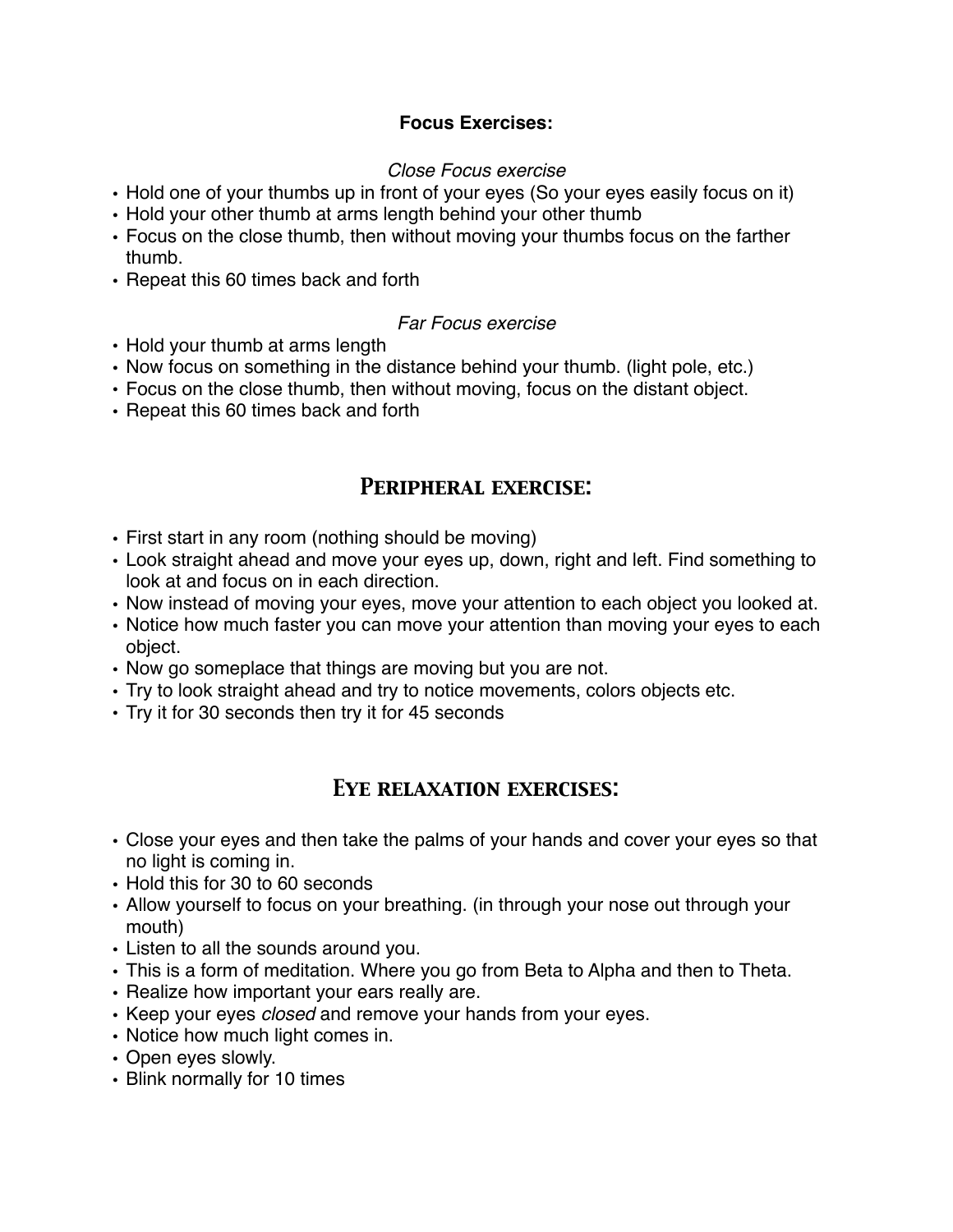## Focus Exercises:

*Close Focus exercise*

- Hold one of your thumbs up in front of your eyes (So your eyes easily focus on it)
- Hold your other thumb at arms length behind your other thumb
- Focus on the close thumb, then without moving your thumbs focus on the farther thumb.
- Repeat this 60 times back and forth

*Far Focus exercise*

- Hold your thumb at arms length
- Now focus on something in the distance behind your thumb. (light pole, etc.)
- Focus on the close thumb, then without moving, focus on the distant object.
- Repeat this 60 times back and forth

## Peripheral exercise:

- First start in any room (nothing should be moving)
- Look straight ahead and move your eyes up, down, right and left. Find something to look at and focus on in each direction.
- Now instead of moving your eyes, move your attention to each object you looked at.
- Notice how much faster you can move your attention than moving your eyes to each object.
- Now go someplace that things are moving but you are not.
- Try to look straight ahead and try to notice movements, colors objects etc.
- Try it for 30 seconds then try it for 45 seconds

## Eye relaxation exercises:

- Close your eyes and then take the palms of your hands and cover your eyes so that no light is coming in.
- Hold this for 30 to 60 seconds
- Allow yourself to focus on your breathing. (in through your nose out through your mouth)
- Listen to all the sounds around you.
- This is a form of meditation. Where you go from Beta to Alpha and then to Theta.
- Realize how important your ears really are.
- Keep your eyes *closed* and remove your hands from your eyes.
- Notice how much light comes in.
- Open eyes slowly.
- Blink normally for 10 times